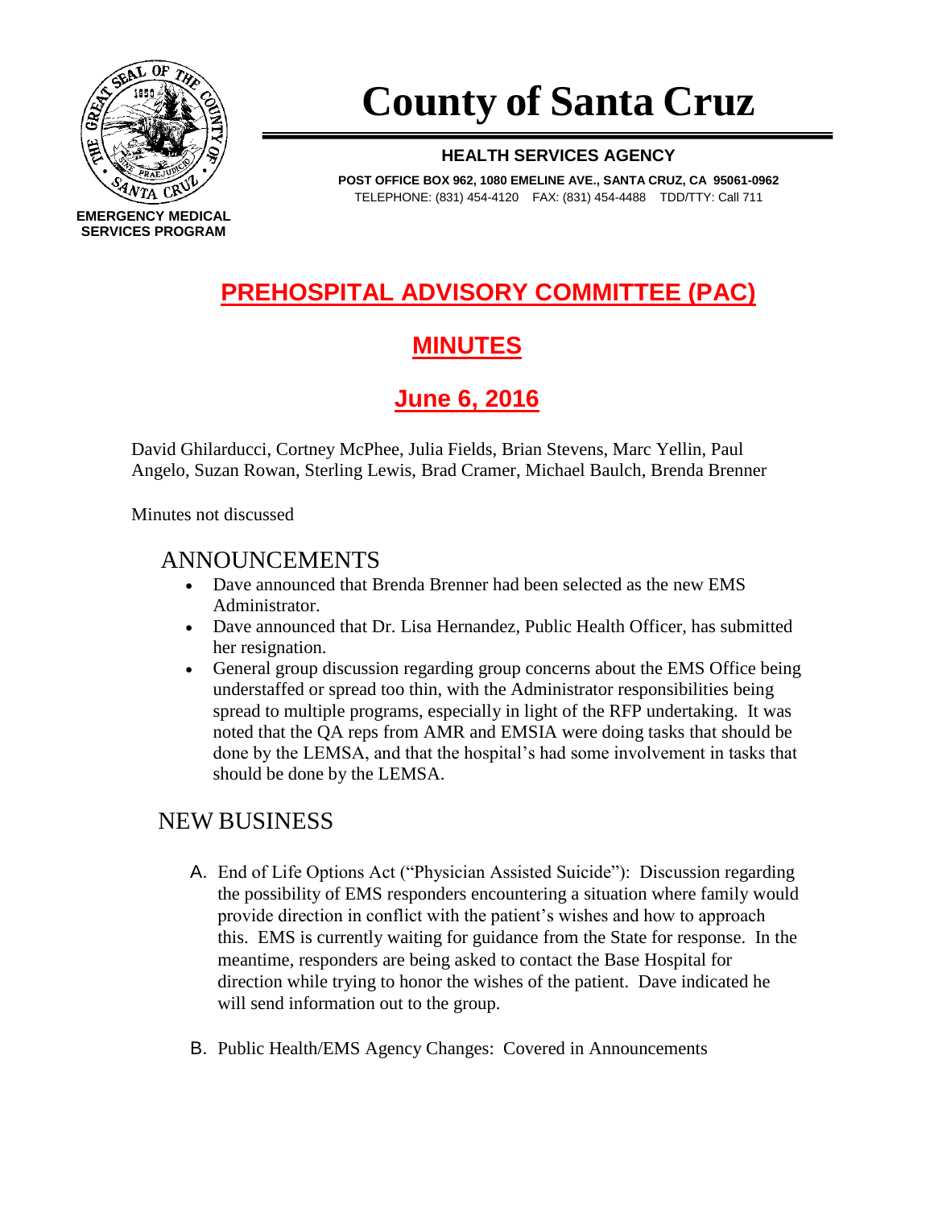# County of Santa Cruz

**HEALTH SERVICES AGENCY**

**POST OFFICE BOX 962, 1080 EMELINE AVE., SANTA CRUZ, CA 95061-0962**
TELEPHONE: (831) 454-4120 FAX: (831) 454-4488 TDD/TTY: Call 711

**EMERGENCY MEDICAL SERVICES PROGRAM**

## PREHOSPITAL ADVISORY COMMITTEE (PAC)

## MINUTES

## June 6, 2016

David Ghilarducci, Cortney McPhee, Julia Fields, Brian Stevens, Marc Yellin, Paul Angelo, Suzan Rowan, Sterling Lewis, Brad Cramer, Michael Baulch, Brenda Brenner

Minutes not discussed

### ANNOUNCEMENTS

- Dave announced that Brenda Brenner had been selected as the new EMS Administrator.
- Dave announced that Dr. Lisa Hernandez, Public Health Officer, has submitted her resignation.
- General group discussion regarding group concerns about the EMS Office being understaffed or spread too thin, with the Administrator responsibilities being spread to multiple programs, especially in light of the RFP undertaking. It was noted that the QA reps from AMR and EMSIA were doing tasks that should be done by the LEMSA, and that the hospital's had some involvement in tasks that should be done by the LEMSA.

### NEW BUSINESS

A. End of Life Options Act ("Physician Assisted Suicide"): Discussion regarding the possibility of EMS responders encountering a situation where family would provide direction in conflict with the patient's wishes and how to approach this. EMS is currently waiting for guidance from the State for response. In the meantime, responders are being asked to contact the Base Hospital for direction while trying to honor the wishes of the patient. Dave indicated he will send information out to the group.

B. Public Health/EMS Agency Changes: Covered in Announcements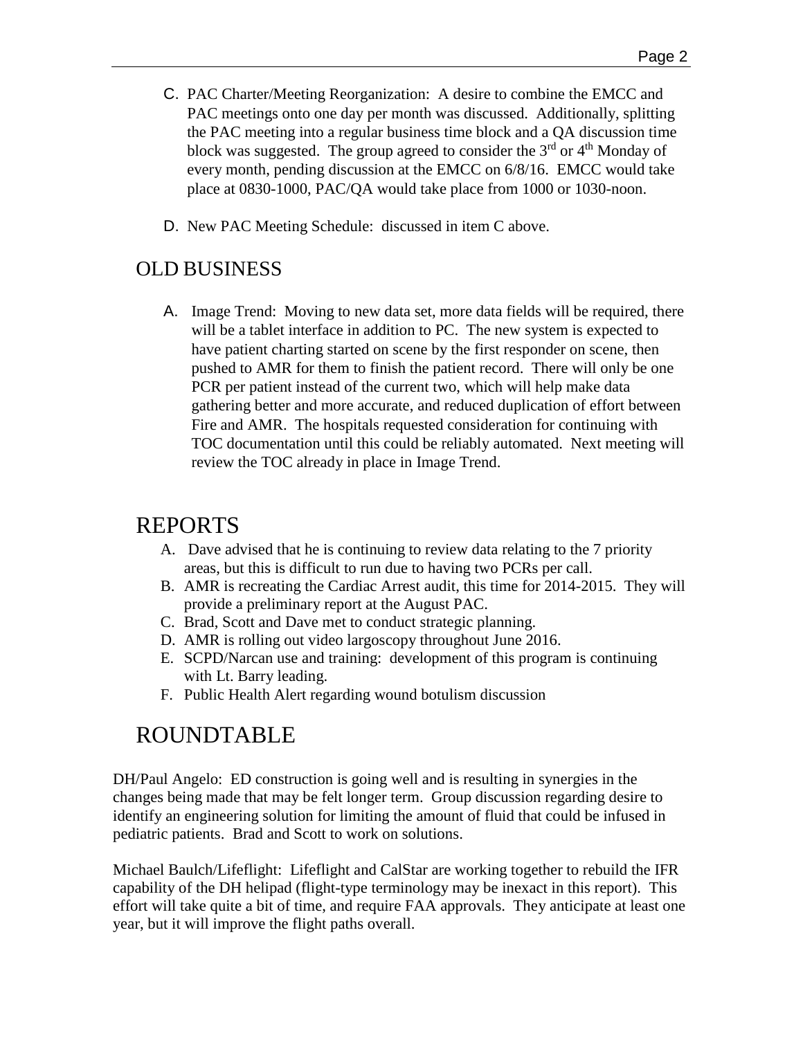C. PAC Charter/Meeting Reorganization: A desire to combine the EMCC and PAC meetings onto one day per month was discussed. Additionally, splitting the PAC meeting into a regular business time block and a QA discussion time block was suggested. The group agreed to consider the 3rd or 4th Monday of every month, pending discussion at the EMCC on 6/8/16. EMCC would take place at 0830-1000, PAC/QA would take place from 1000 or 1030-noon.

D. New PAC Meeting Schedule: discussed in item C above.

## OLD BUSINESS

A. Image Trend: Moving to new data set, more data fields will be required, there will be a tablet interface in addition to PC. The new system is expected to have patient charting started on scene by the first responder on scene, then pushed to AMR for them to finish the patient record. There will only be one PCR per patient instead of the current two, which will help make data gathering better and more accurate, and reduced duplication of effort between Fire and AMR. The hospitals requested consideration for continuing with TOC documentation until this could be reliably automated. Next meeting will review the TOC already in place in Image Trend.

## REPORTS

A. Dave advised that he is continuing to review data relating to the 7 priority areas, but this is difficult to run due to having two PCRs per call.
B. AMR is recreating the Cardiac Arrest audit, this time for 2014-2015. They will provide a preliminary report at the August PAC.
C. Brad, Scott and Dave met to conduct strategic planning.
D. AMR is rolling out video largoscopy throughout June 2016.
E. SCPD/Narcan use and training: development of this program is continuing with Lt. Barry leading.
F. Public Health Alert regarding wound botulism discussion

## ROUNDTABLE

DH/Paul Angelo: ED construction is going well and is resulting in synergies in the changes being made that may be felt longer term. Group discussion regarding desire to identify an engineering solution for limiting the amount of fluid that could be infused in pediatric patients. Brad and Scott to work on solutions.

Michael Baulch/Lifeflight: Lifeflight and CalStar are working together to rebuild the IFR capability of the DH helipad (flight-type terminology may be inexact in this report). This effort will take quite a bit of time, and require FAA approvals. They anticipate at least one year, but it will improve the flight paths overall.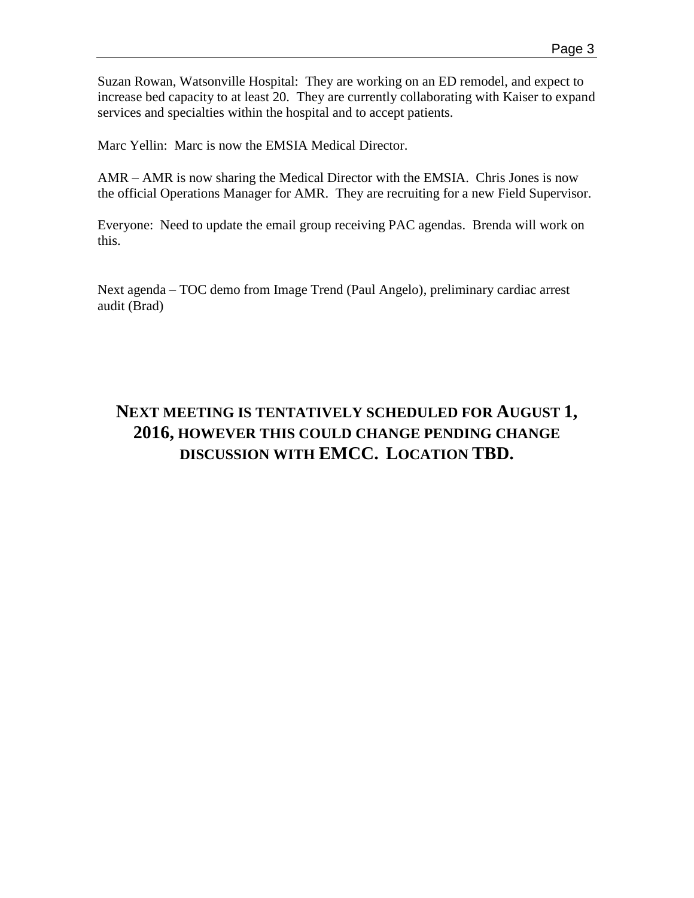Suzan Rowan, Watsonville Hospital: They are working on an ED remodel, and expect to increase bed capacity to at least 20. They are currently collaborating with Kaiser to expand services and specialties within the hospital and to accept patients.

Marc Yellin: Marc is now the EMSIA Medical Director.

AMR – AMR is now sharing the Medical Director with the EMSIA. Chris Jones is now the official Operations Manager for AMR. They are recruiting for a new Field Supervisor.

Everyone: Need to update the email group receiving PAC agendas. Brenda will work on this.

Next agenda – TOC demo from Image Trend (Paul Angelo), preliminary cardiac arrest audit (Brad)

**NEXT MEETING IS TENTATIVELY SCHEDULED FOR AUGUST 1, 2016, HOWEVER THIS COULD CHANGE PENDING CHANGE DISCUSSION WITH EMCC. LOCATION TBD.**